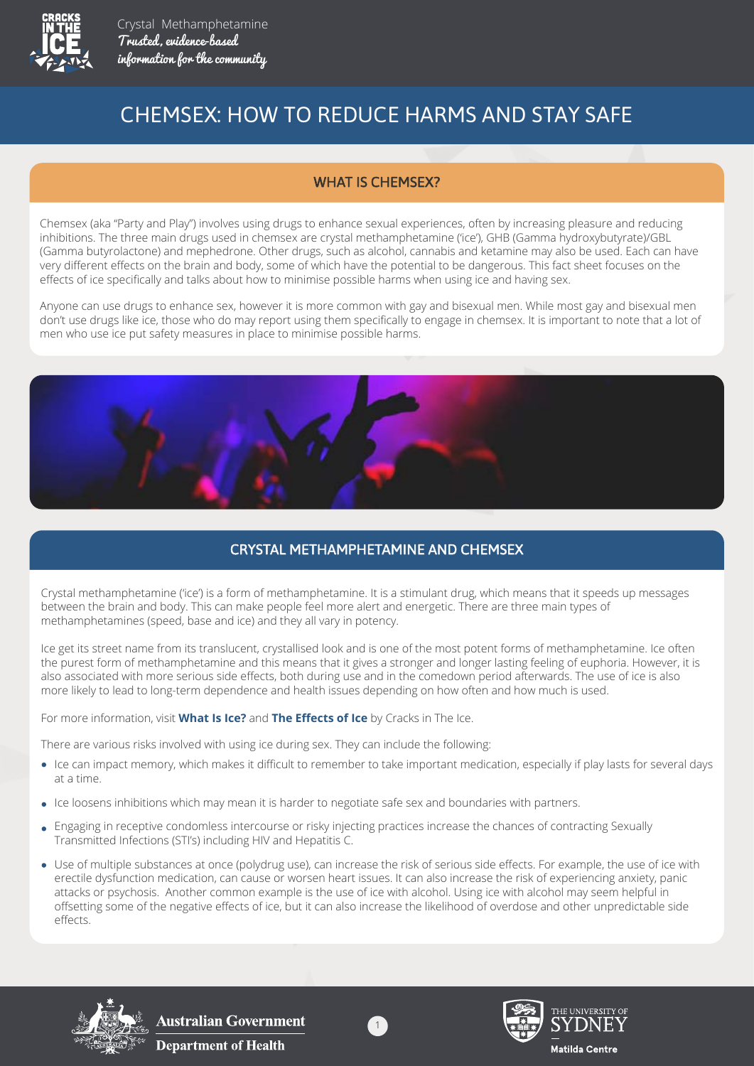Crystal Methamphetamine
*Trusted, evidence-based information for the community*

# CHEMSEX: HOW TO REDUCE HARMS AND STAY SAFE

## WHAT IS CHEMSEX?

Chemsex (aka "Party and Play") involves using drugs to enhance sexual experiences, often by increasing pleasure and reducing inhibitions. The three main drugs used in chemsex are crystal methamphetamine ('ice'), GHB (Gamma hydroxybutyrate)/GBL (Gamma butyrolactone) and mephedrone. Other drugs, such as alcohol, cannabis and ketamine may also be used. Each can have very different effects on the brain and body, some of which have the potential to be dangerous. This fact sheet focuses on the effects of ice specifically and talks about how to minimise possible harms when using ice and having sex.

Anyone can use drugs to enhance sex, however it is more common with gay and bisexual men. While most gay and bisexual men don't use drugs like ice, those who do may report using them specifically to engage in chemsex. It is important to note that a lot of men who use ice put safety measures in place to minimise possible harms.

## CRYSTAL METHAMPHETAMINE AND CHEMSEX

Crystal methamphetamine ('ice') is a form of methamphetamine. It is a stimulant drug, which means that it speeds up messages between the brain and body. This can make people feel more alert and energetic. There are three main types of methamphetamines (speed, base and ice) and they all vary in potency.

Ice get its street name from its translucent, crystallised look and is one of the most potent forms of methamphetamine. Ice often the purest form of methamphetamine and this means that it gives a stronger and longer lasting feeling of euphoria. However, it is also associated with more serious side effects, both during use and in the comedown period afterwards. The use of ice is also more likely to lead to long-term dependence and health issues depending on how often and how much is used.

For more information, visit **What Is Ice?** and **The Effects of Ice** by Cracks in The Ice.

There are various risks involved with using ice during sex. They can include the following:

- Ice can impact memory, which makes it difficult to remember to take important medication, especially if play lasts for several days at a time.
- Ice loosens inhibitions which may mean it is harder to negotiate safe sex and boundaries with partners.
- Engaging in receptive condomless intercourse or risky injecting practices increase the chances of contracting Sexually Transmitted Infections (STI's) including HIV and Hepatitis C.
- Use of multiple substances at once (polydrug use), can increase the risk of serious side effects. For example, the use of ice with erectile dysfunction medication, can cause or worsen heart issues. It can also increase the risk of experiencing anxiety, panic attacks or psychosis. Another common example is the use of ice with alcohol. Using ice with alcohol may seem helpful in offsetting some of the negative effects of ice, but it can also increase the likelihood of overdose and other unpredictable side effects.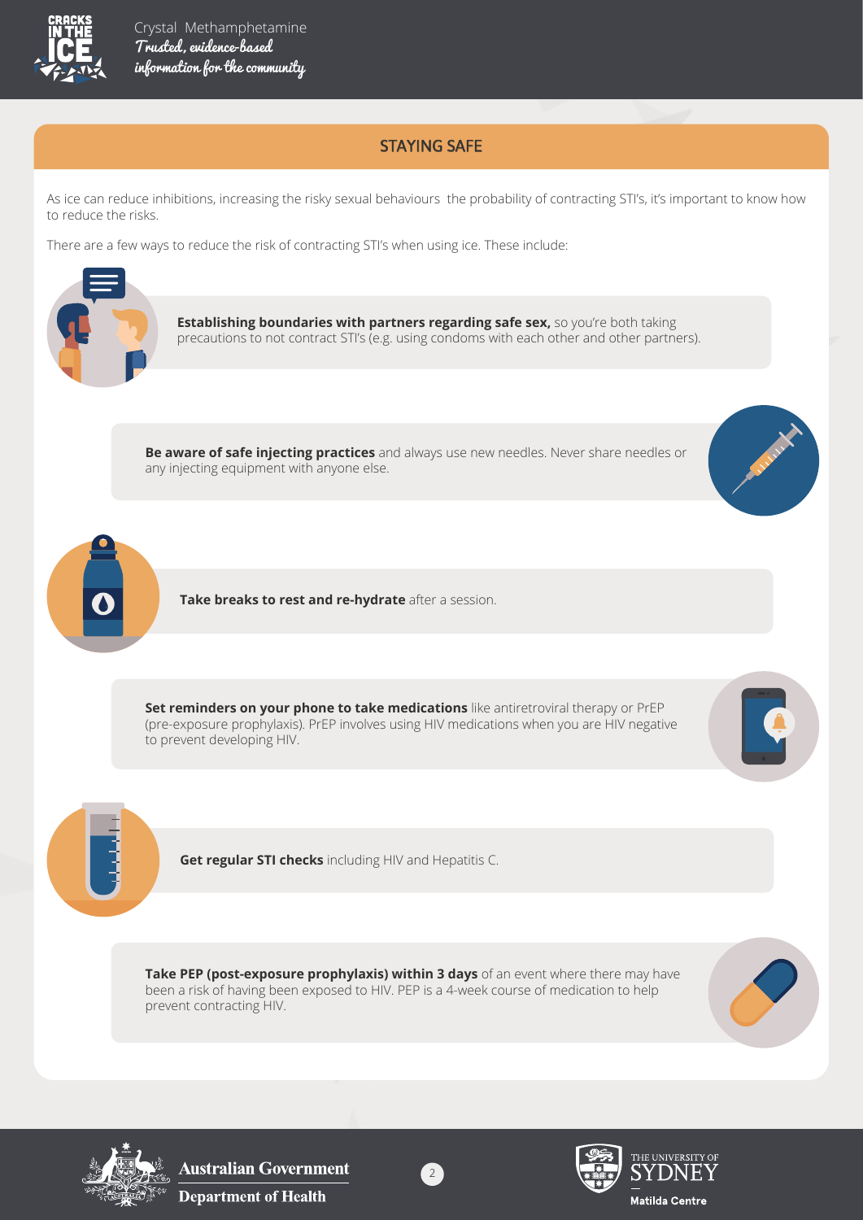## STAYING SAFE

As ice can reduce inhibitions, increasing the risky sexual behaviours  the probability of contracting STI's, it's important to know how to reduce the risks.

There are a few ways to reduce the risk of contracting STI's when using ice. These include:

- **Establishing boundaries with partners regarding safe sex,** so you're both taking precautions to not contract STI's (e.g. using condoms with each other and other partners).
- **Be aware of safe injecting practices** and always use new needles. Never share needles or any injecting equipment with anyone else.
- **Take breaks to rest and re-hydrate** after a session.
- **Set reminders on your phone to take medications** like antiretroviral therapy or PrEP (pre-exposure prophylaxis). PrEP involves using HIV medications when you are HIV negative to prevent developing HIV.
- **Get regular STI checks** including HIV and Hepatitis C.
- **Take PEP (post-exposure prophylaxis) within 3 days** of an event where there may have been a risk of having been exposed to HIV. PEP is a 4-week course of medication to help prevent contracting HIV.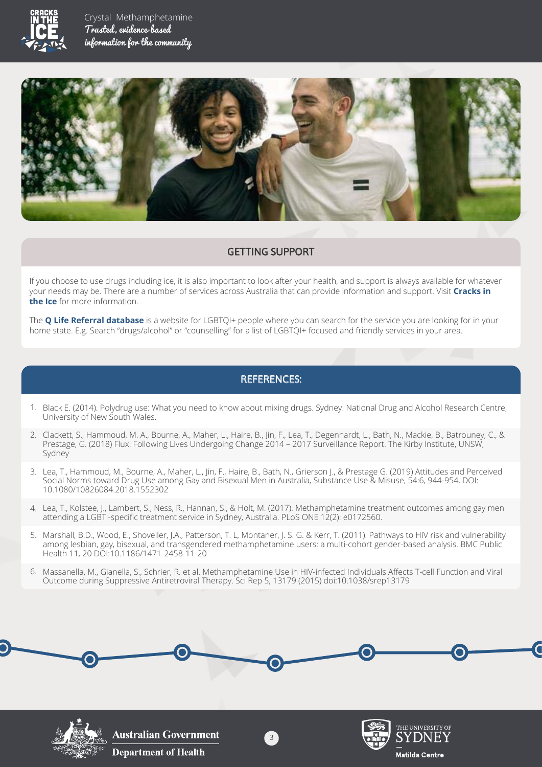## GETTING SUPPORT

If you choose to use drugs including ice, it is also important to look after your health, and support is always available for whatever your needs may be. There are a number of services across Australia that can provide information and support. Visit **Cracks in the Ice** for more information.

The **Q Life Referral database** is a website for LGBTQI+ people where you can search for the service you are looking for in your home state. E.g. Search "drugs/alcohol" or "counselling" for a list of LGBTQI+ focused and friendly services in your area.

## REFERENCES:

1. Black E. (2014). Polydrug use: What you need to know about mixing drugs. Sydney: National Drug and Alcohol Research Centre, University of New South Wales.
2. Clackett, S., Hammoud, M. A., Bourne, A., Maher, L., Haire, B., Jin, F., Lea, T., Degenhardt, L., Bath, N., Mackie, B., Batrouney, C., & Prestage, G. (2018) Flux: Following Lives Undergoing Change 2014 – 2017 Surveillance Report. The Kirby Institute, UNSW, Sydney
3. Lea, T., Hammoud, M., Bourne, A., Maher, L., Jin, F., Haire, B., Bath, N., Grierson J., & Prestage G. (2019) Attitudes and Perceived Social Norms toward Drug Use among Gay and Bisexual Men in Australia, Substance Use & Misuse, 54:6, 944-954, DOI: 10.1080/10826084.2018.1552302
4. Lea, T., Kolstee, J., Lambert, S., Ness, R., Hannan, S., & Holt, M. (2017). Methamphetamine treatment outcomes among gay men attending a LGBTI-specific treatment service in Sydney, Australia. PLoS ONE 12(2): e0172560.
5. Marshall, B.D., Wood, E., Shoveller, J.A., Patterson, T. L, Montaner, J. S. G. & Kerr, T. (2011). Pathways to HIV risk and vulnerability among lesbian, gay, bisexual, and transgendered methamphetamine users: a multi-cohort gender-based analysis. BMC Public Health 11, 20 DOI:10.1186/1471-2458-11-20
6. Massanella, M., Gianella, S., Schrier, R. et al. Methamphetamine Use in HIV-infected Individuals Affects T-cell Function and Viral Outcome during Suppressive Antiretroviral Therapy. Sci Rep 5, 13179 (2015) doi:10.1038/srep13179